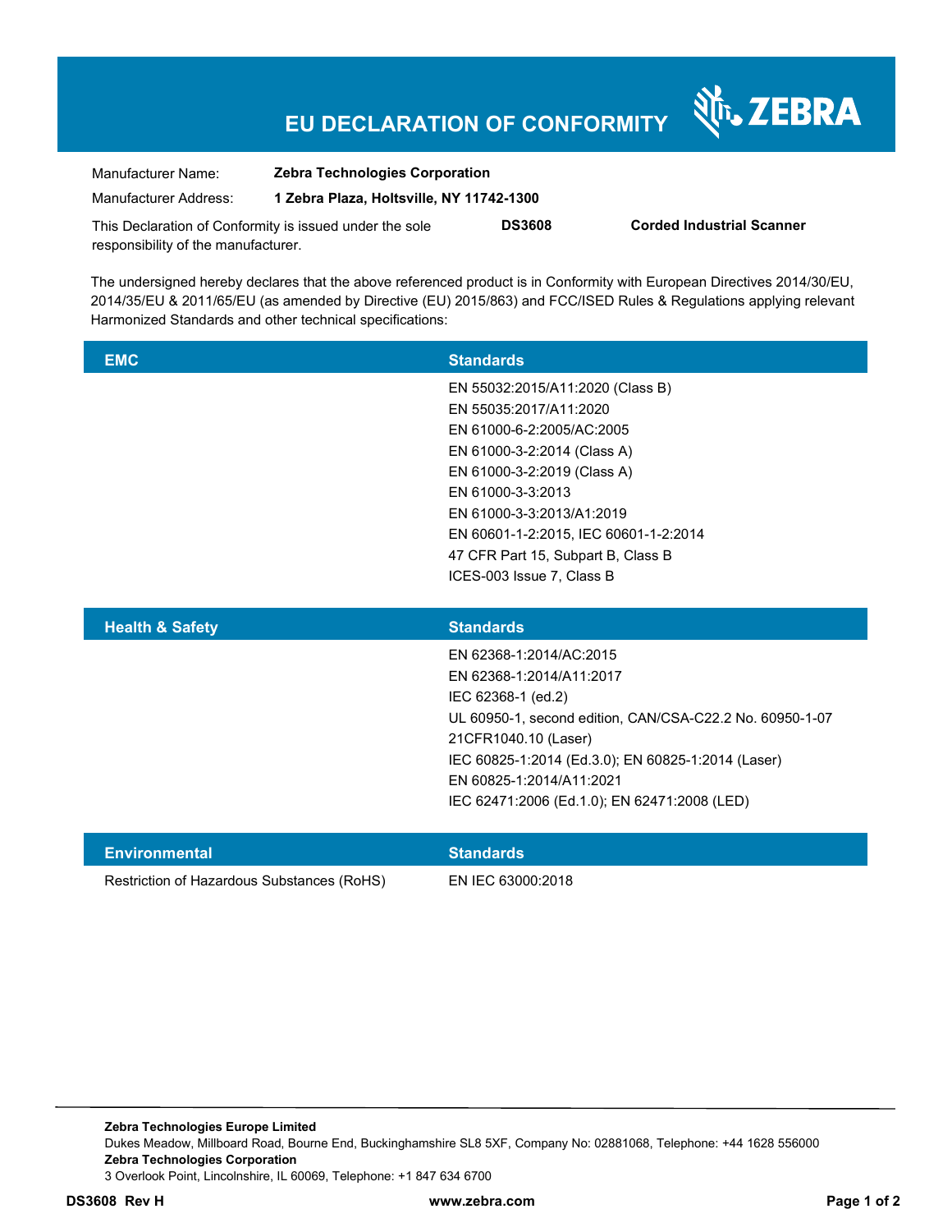# EU DECLARATION OF CONFORMITY

ZEBRA

| | |
|---|---|
| Manufacturer Name: | **Zebra Technologies Corporation** |
| Manufacturer Address: | **1 Zebra Plaza, Holtsville, NY 11742-1300** |

This Declaration of Conformity is issued under the sole responsibility of the manufacturer. **DS3608** **Corded Industrial Scanner**

The undersigned hereby declares that the above referenced product is in Conformity with European Directives 2014/30/EU, 2014/35/EU & 2011/65/EU (as amended by Directive (EU) 2015/863) and FCC/ISED Rules & Regulations applying relevant Harmonized Standards and other technical specifications:

| EMC | Standards |
|---|---|
| | EN 55032:2015/A11:2020 (Class B) |
| | EN 55035:2017/A11:2020 |
| | EN 61000-6-2:2005/AC:2005 |
| | EN 61000-3-2:2014 (Class A) |
| | EN 61000-3-2:2019 (Class A) |
| | EN 61000-3-3:2013 |
| | EN 61000-3-3:2013/A1:2019 |
| | EN 60601-1-2:2015, IEC 60601-1-2:2014 |
| | 47 CFR Part 15, Subpart B, Class B |
| | ICES-003 Issue 7, Class B |

| Health & Safety | Standards |
|---|---|
| | EN 62368-1:2014/AC:2015 |
| | EN 62368-1:2014/A11:2017 |
| | IEC 62368-1 (ed.2) |
| | UL 60950-1, second edition, CAN/CSA-C22.2 No. 60950-1-07 |
| | 21CFR1040.10 (Laser) |
| | IEC 60825-1:2014 (Ed.3.0); EN 60825-1:2014 (Laser) |
| | EN 60825-1:2014/A11:2021 |
| | IEC 62471:2006 (Ed.1.0); EN 62471:2008 (LED) |

| Environmental | Standards |
|---|---|
| Restriction of Hazardous Substances (RoHS) | EN IEC 63000:2018 |

**Zebra Technologies Europe Limited**
Dukes Meadow, Millboard Road, Bourne End, Buckinghamshire SL8 5XF, Company No: 02881068, Telephone: +44 1628 556000
**Zebra Technologies Corporation**
3 Overlook Point, Lincolnshire, IL 60069, Telephone: +1 847 634 6700

**DS3608 Rev H** **www.zebra.com**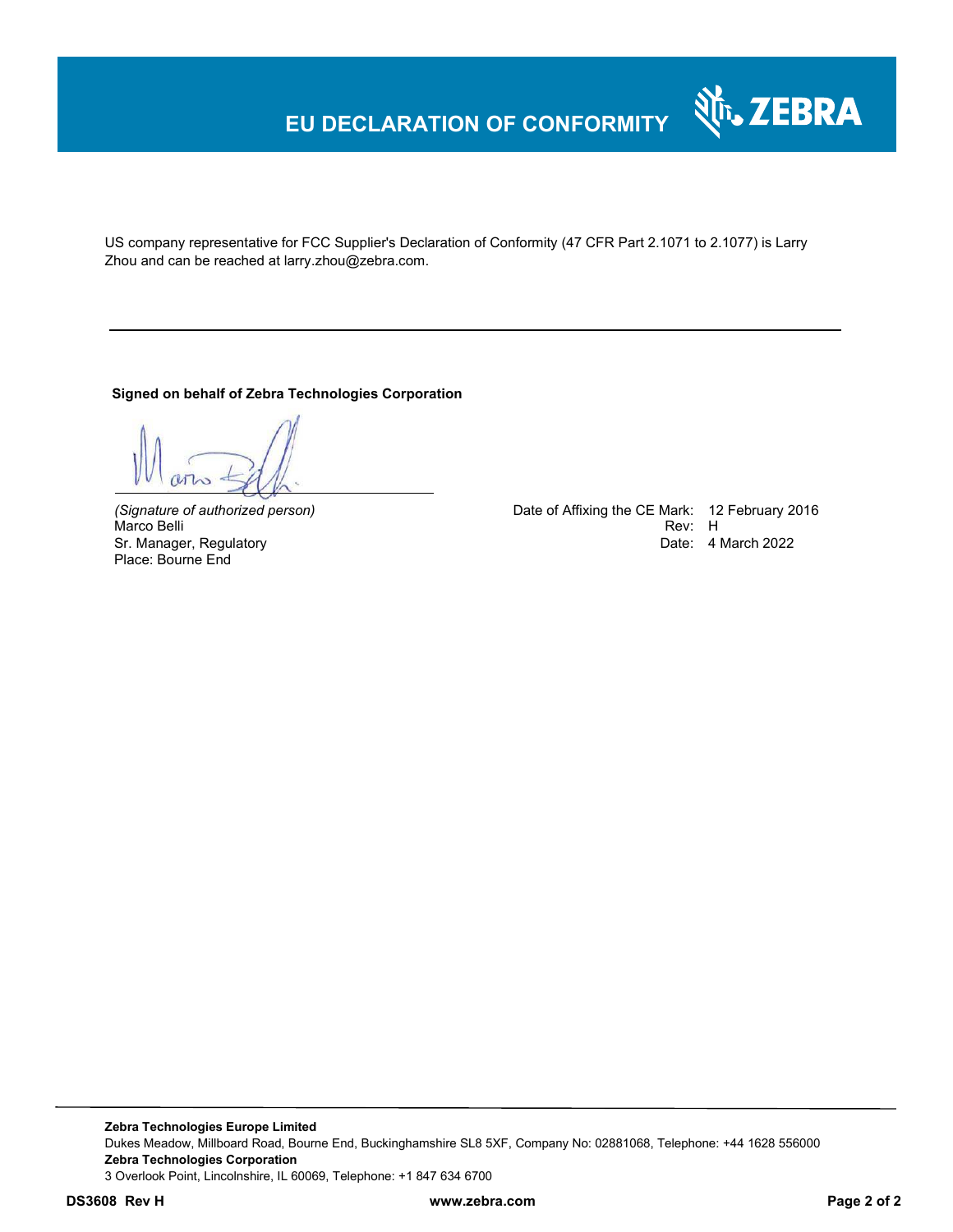# EU DECLARATION OF CONFORMITY

US company representative for FCC Supplier's Declaration of Conformity (47 CFR Part 2.1071 to 2.1077) is Larry Zhou and can be reached at larry.zhou@zebra.com.

---

**Signed on behalf of Zebra Technologies Corporation**

*(Signature of authorized person)*
Marco Belli
Sr. Manager, Regulatory
Place: Bourne End

Date of Affixing the CE Mark: 12 February 2016
Rev: H
Date: 4 March 2022

---

**Zebra Technologies Europe Limited**
Dukes Meadow, Millboard Road, Bourne End, Buckinghamshire SL8 5XF, Company No: 02881068, Telephone: +44 1628 556000
**Zebra Technologies Corporation**
3 Overlook Point, Lincolnshire, IL 60069, Telephone: +1 847 634 6700

**DS3608 Rev H** **www.zebra.com**